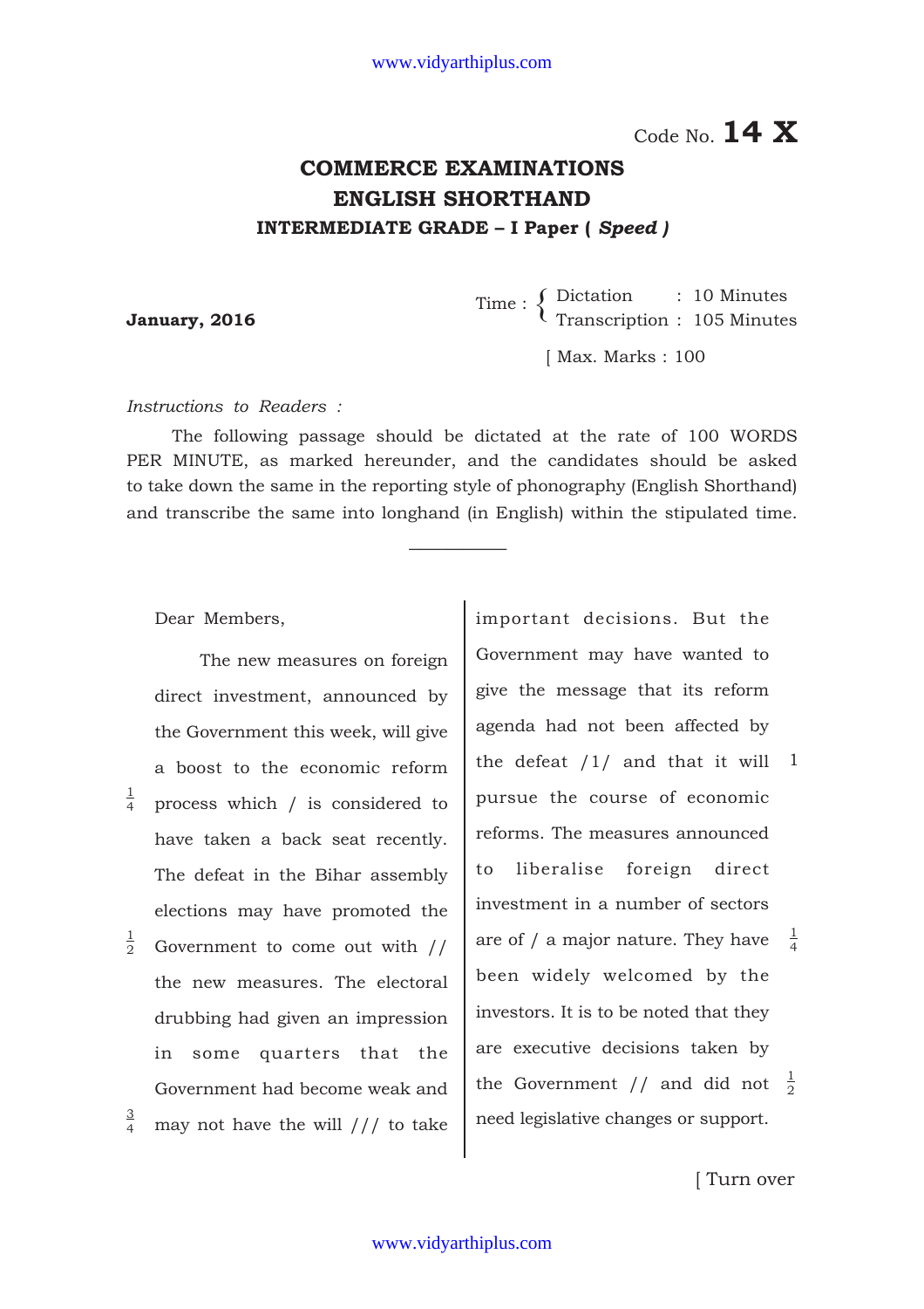Code No. **14 X**

# COMMERCE EXAMINATIONS
## ENGLISH SHORTHAND
### INTERMEDIATE GRADE – I Paper ( *Speed* )

**January, 2016**

Time : Dictation : 10 Minutes
Transcription : 105 Minutes

[ Max. Marks : 100

*Instructions to Readers :*

The following passage should be dictated at the rate of 100 WORDS PER MINUTE, as marked hereunder, and the candidates should be asked to take down the same in the reporting style of phonography (English Shorthand) and transcribe the same into longhand (in English) within the stipulated time.

---

Dear Members,

The new measures on foreign direct investment, announced by the Government this week, will give a boost to the economic reform process which / is considered to have taken a back seat recently. The defeat in the Bihar assembly elections may have promoted the Government to come out with // the new measures. The electoral drubbing had given an impression in some quarters that the Government had become weak and may not have the will /// to take important decisions. But the Government may have wanted to give the message that its reform agenda had not been affected by the defeat /1/ and that it will pursue the course of economic reforms. The measures announced to liberalise foreign direct investment in a number of sectors are of / a major nature. They have been widely welcomed by the investors. It is to be noted that they are executive decisions taken by the Government // and did not need legislative changes or support.

[ Turn over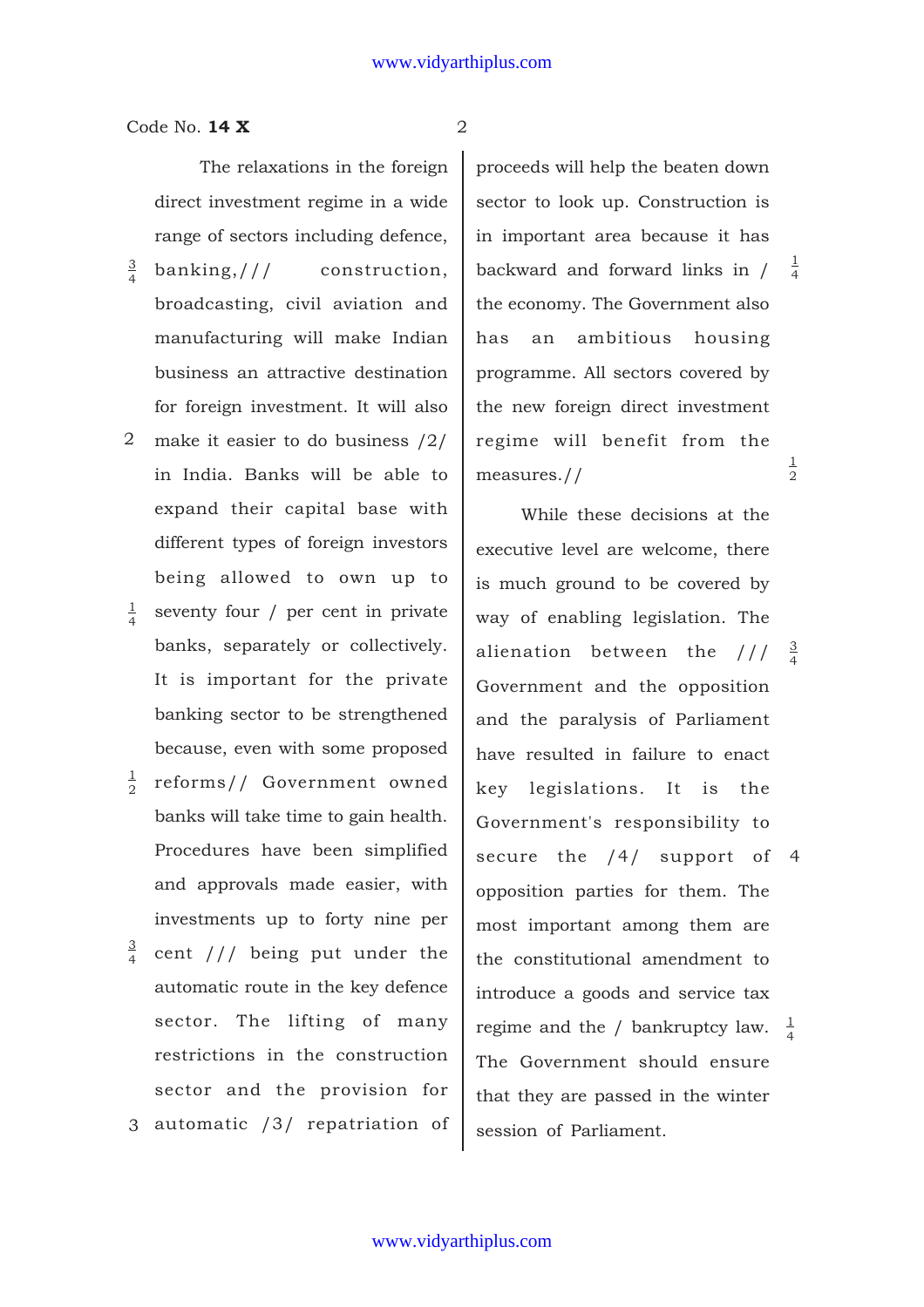Code No. **14 X**

The relaxations in the foreign direct investment regime in a wide range of sectors including defence, banking,/// construction, broadcasting, civil aviation and manufacturing will make Indian business an attractive destination for foreign investment. It will also make it easier to do business /2/ in India. Banks will be able to expand their capital base with different types of foreign investors being allowed to own up to seventy four / per cent in private banks, separately or collectively. It is important for the private banking sector to be strengthened because, even with some proposed reforms// Government owned banks will take time to gain health. Procedures have been simplified and approvals made easier, with investments up to forty nine per cent /// being put under the automatic route in the key defence sector. The lifting of many restrictions in the construction sector and the provision for automatic /3/ repatriation of proceeds will help the beaten down sector to look up. Construction is in important area because it has backward and forward links in / the economy. The Government also has an ambitious housing programme. All sectors covered by the new foreign direct investment regime will benefit from the measures.//

While these decisions at the executive level are welcome, there is much ground to be covered by way of enabling legislation. The alienation between the /// Government and the opposition and the paralysis of Parliament have resulted in failure to enact key legislations. It is the Government's responsibility to secure the /4/ support of opposition parties for them. The most important among them are the constitutional amendment to introduce a goods and service tax regime and the / bankruptcy law. The Government should ensure that they are passed in the winter session of Parliament.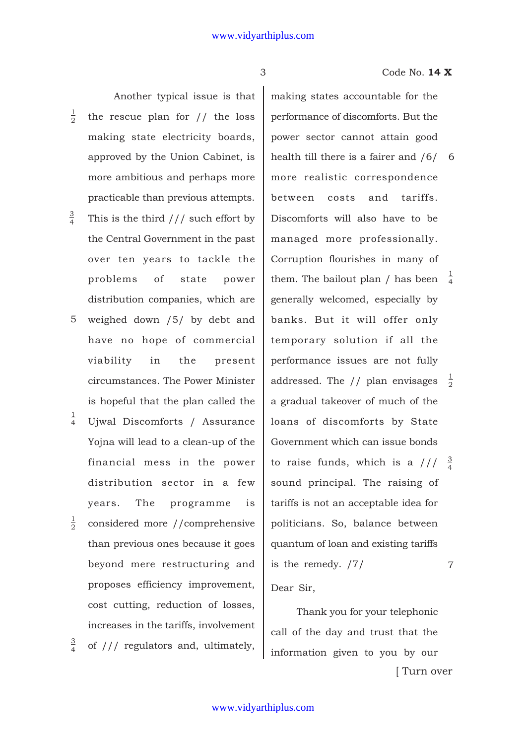Another typical issue is that the rescue plan for // the loss making state electricity boards, approved by the Union Cabinet, is more ambitious and perhaps more practicable than previous attempts. This is the third /// such effort by the Central Government in the past over ten years to tackle the problems of state power distribution companies, which are weighed down /5/ by debt and have no hope of commercial viability in the present circumstances. The Power Minister is hopeful that the plan called the Ujwal Discomforts / Assurance Yojna will lead to a clean-up of the financial mess in the power distribution sector in a few years. The programme is considered more //comprehensive than previous ones because it goes beyond mere restructuring and proposes efficiency improvement, cost cutting, reduction of losses, increases in the tariffs, involvement of /// regulators and, ultimately, making states accountable for the performance of discomforts. But the power sector cannot attain good health till there is a fairer and /6/ more realistic correspondence between costs and tariffs. Discomforts will also have to be managed more professionally. Corruption flourishes in many of them. The bailout plan / has been generally welcomed, especially by banks. But it will offer only temporary solution if all the performance issues are not fully addressed. The // plan envisages a gradual takeover of much of the loans of discomforts by State Government which can issue bonds to raise funds, which is a /// sound principal. The raising of tariffs is not an acceptable idea for politicians. So, balance between quantum of loan and existing tariffs is the remedy. /7/

Dear Sir,

Thank you for your telephonic call of the day and trust that the information given to you by our

[ Turn over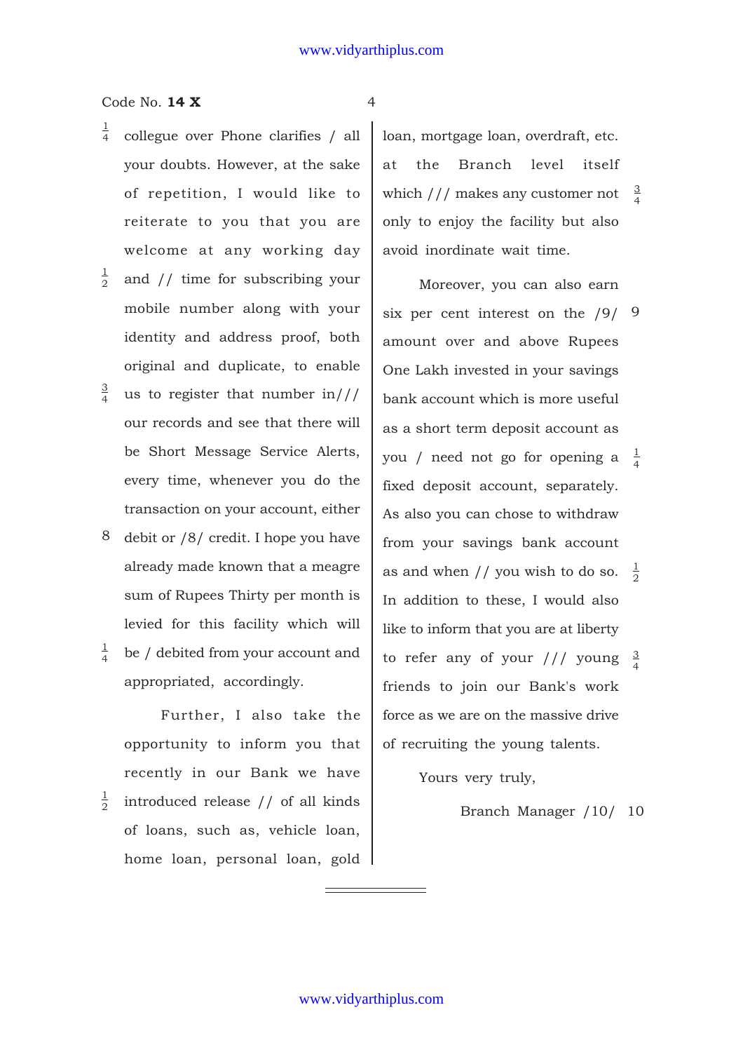Code No. **14 X**

$\frac{1}{4}$ collegue over Phone clarifies / all your doubts. However, at the sake of repetition, I would like to reiterate to you that you are welcome at any working day $\frac{1}{2}$ and // time for subscribing your mobile number along with your identity and address proof, both original and duplicate, to enable $\frac{3}{4}$ us to register that number in/// our records and see that there will be Short Message Service Alerts, every time, whenever you do the transaction on your account, either 8 debit or /8/ credit. I hope you have already made known that a meagre sum of Rupees Thirty per month is levied for this facility which will $\frac{1}{4}$ be / debited from your account and appropriated, accordingly.

Further, I also take the opportunity to inform you that recently in our Bank we have $\frac{1}{2}$ introduced release // of all kinds of loans, such as, vehicle loan, home loan, personal loan, gold loan, mortgage loan, overdraft, etc. at the Branch level itself which /// makes any customer not $\frac{3}{4}$ only to enjoy the facility but also avoid inordinate wait time.

Moreover, you can also earn six per cent interest on the /9/ 9 amount over and above Rupees One Lakh invested in your savings bank account which is more useful as a short term deposit account as you / need not go for opening a $\frac{1}{4}$ fixed deposit account, separately. As also you can chose to withdraw from your savings bank account as and when // you wish to do so. $\frac{1}{2}$ In addition to these, I would also like to inform that you are at liberty to refer any of your /// young $\frac{3}{4}$ friends to join our Bank's work force as we are on the massive drive of recruiting the young talents.

Yours very truly,

Branch Manager /10/ 10